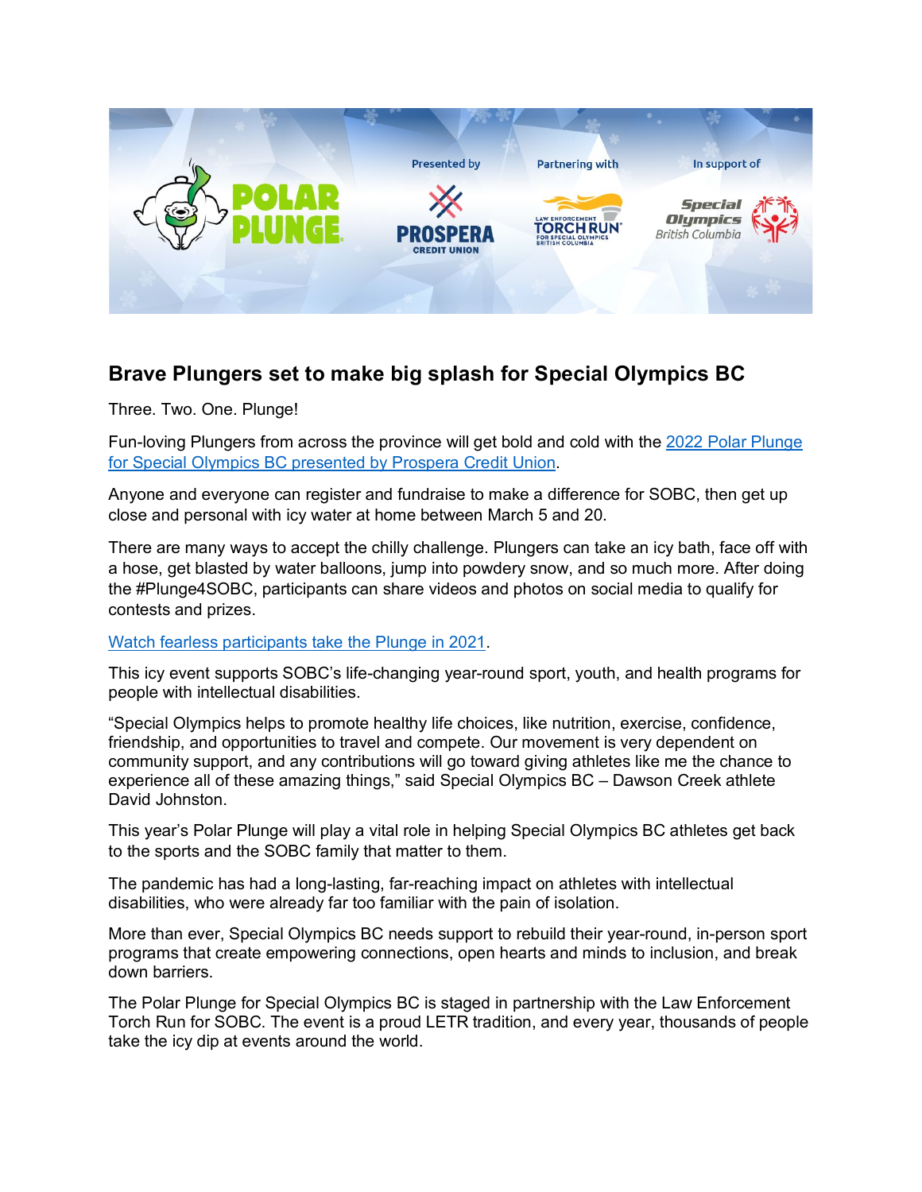## Brave Plungers set to make big splash for Special Olympics BC

Three. Two. One. Plunge!

Fun-loving Plungers from across the province will get bold and cold with the 2022 Polar Plunge for Special Olympics BC presented by Prospera Credit Union.

Anyone and everyone can register and fundraise to make a difference for SOBC, then get up close and personal with icy water at home between March 5 and 20.

There are many ways to accept the chilly challenge. Plungers can take an icy bath, face off with a hose, get blasted by water balloons, jump into powdery snow, and so much more. After doing the #Plunge4SOBC, participants can share videos and photos on social media to qualify for contests and prizes.

Watch fearless participants take the Plunge in 2021.

This icy event supports SOBC's life-changing year-round sport, youth, and health programs for people with intellectual disabilities.

"Special Olympics helps to promote healthy life choices, like nutrition, exercise, confidence, friendship, and opportunities to travel and compete. Our movement is very dependent on community support, and any contributions will go toward giving athletes like me the chance to experience all of these amazing things," said Special Olympics BC – Dawson Creek athlete David Johnston.

This year's Polar Plunge will play a vital role in helping Special Olympics BC athletes get back to the sports and the SOBC family that matter to them.

The pandemic has had a long-lasting, far-reaching impact on athletes with intellectual disabilities, who were already far too familiar with the pain of isolation.

More than ever, Special Olympics BC needs support to rebuild their year-round, in-person sport programs that create empowering connections, open hearts and minds to inclusion, and break down barriers.

The Polar Plunge for Special Olympics BC is staged in partnership with the Law Enforcement Torch Run for SOBC. The event is a proud LETR tradition, and every year, thousands of people take the icy dip at events around the world.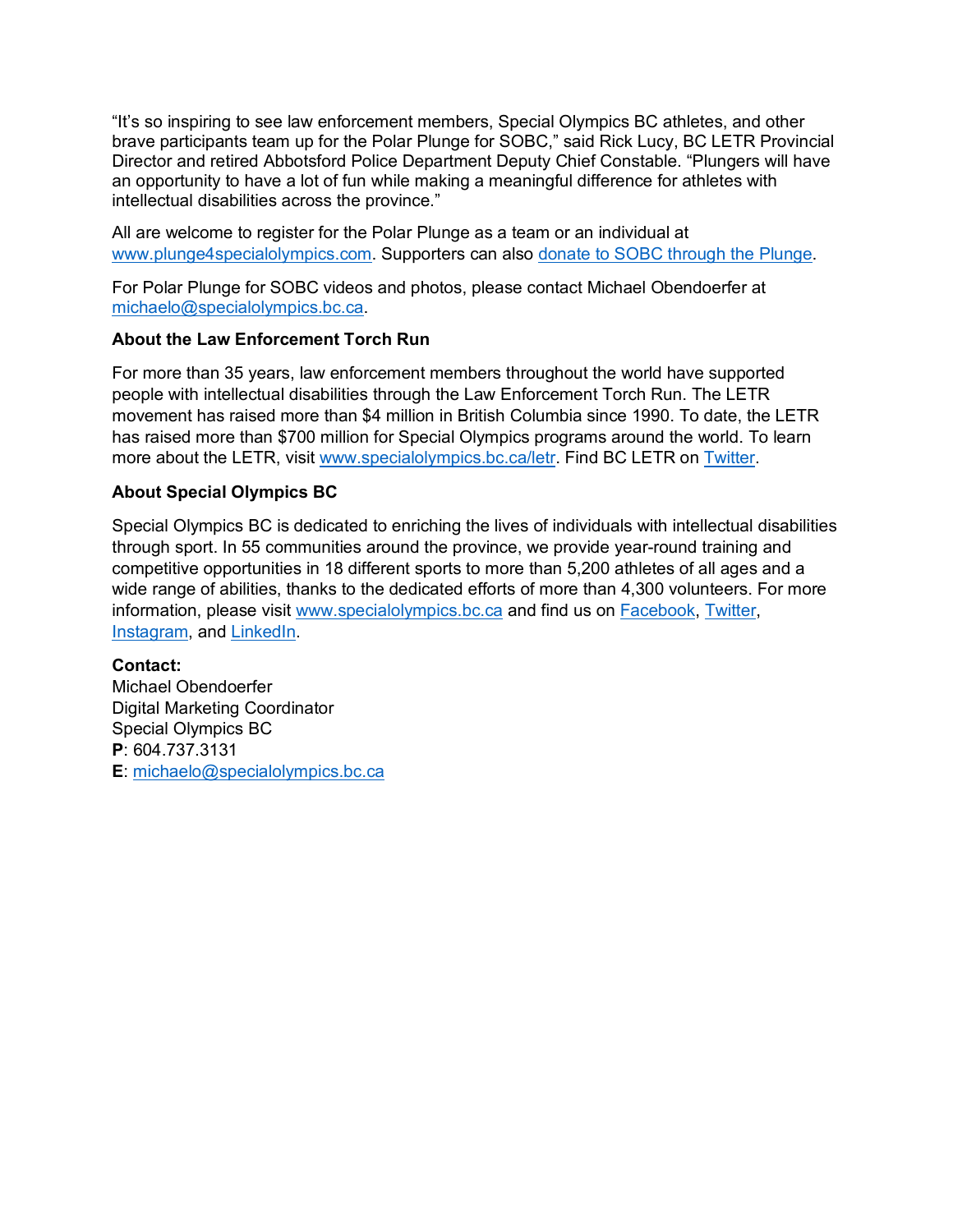"It's so inspiring to see law enforcement members, Special Olympics BC athletes, and other brave participants team up for the Polar Plunge for SOBC," said Rick Lucy, BC LETR Provincial Director and retired Abbotsford Police Department Deputy Chief Constable. "Plungers will have an opportunity to have a lot of fun while making a meaningful difference for athletes with intellectual disabilities across the province."

All are welcome to register for the Polar Plunge as a team or an individual at www.plunge4specialolympics.com. Supporters can also donate to SOBC through the Plunge.

For Polar Plunge for SOBC videos and photos, please contact Michael Obendoerfer at michaelo@specialolympics.bc.ca.

**About the Law Enforcement Torch Run**

For more than 35 years, law enforcement members throughout the world have supported people with intellectual disabilities through the Law Enforcement Torch Run. The LETR movement has raised more than $4 million in British Columbia since 1990. To date, the LETR has raised more than $700 million for Special Olympics programs around the world. To learn more about the LETR, visit www.specialolympics.bc.ca/letr. Find BC LETR on Twitter.

**About Special Olympics BC**

Special Olympics BC is dedicated to enriching the lives of individuals with intellectual disabilities through sport. In 55 communities around the province, we provide year-round training and competitive opportunities in 18 different sports to more than 5,200 athletes of all ages and a wide range of abilities, thanks to the dedicated efforts of more than 4,300 volunteers. For more information, please visit www.specialolympics.bc.ca and find us on Facebook, Twitter, Instagram, and LinkedIn.

**Contact:**
Michael Obendoerfer
Digital Marketing Coordinator
Special Olympics BC
**P**: 604.737.3131
**E**: michaelo@specialolympics.bc.ca